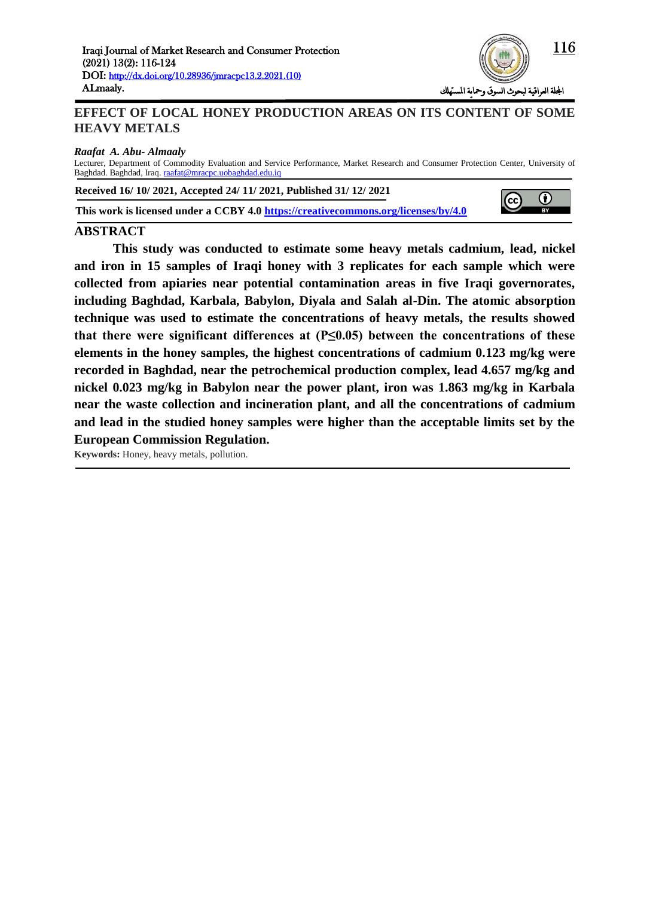# EFFECT OF LOCAL HONEY PRODUCTION AREAS ON ITS CONTENT OF SOME HEAVY METALS

***Raafat A. Abu- Almaaly***

Lecturer, Department of Commodity Evaluation and Service Performance, Market Research and Consumer Protection Center, University of Baghdad. Baghdad, Iraq. raafat@mracpc.uobaghdad.edu.iq

**Received 16/ 10/ 2021, Accepted 24/ 11/ 2021, Published 31/ 12/ 2021**

**This work is licensed under a CCBY 4.0 https://creativecommons.org/licenses/by/4.0**

## ABSTRACT

**This study was conducted to estimate some heavy metals cadmium, lead, nickel and iron in 15 samples of Iraqi honey with 3 replicates for each sample which were collected from apiaries near potential contamination areas in five Iraqi governorates, including Baghdad, Karbala, Babylon, Diyala and Salah al-Din. The atomic absorption technique was used to estimate the concentrations of heavy metals, the results showed that there were significant differences at ($P \leq 0.05$) between the concentrations of these elements in the honey samples, the highest concentrations of cadmium 0.123 mg/kg were recorded in Baghdad, near the petrochemical production complex, lead 4.657 mg/kg and nickel 0.023 mg/kg in Babylon near the power plant, iron was 1.863 mg/kg in Karbala near the waste collection and incineration plant, and all the concentrations of cadmium and lead in the studied honey samples were higher than the acceptable limits set by the European Commission Regulation.**

**Keywords:** Honey, heavy metals, pollution.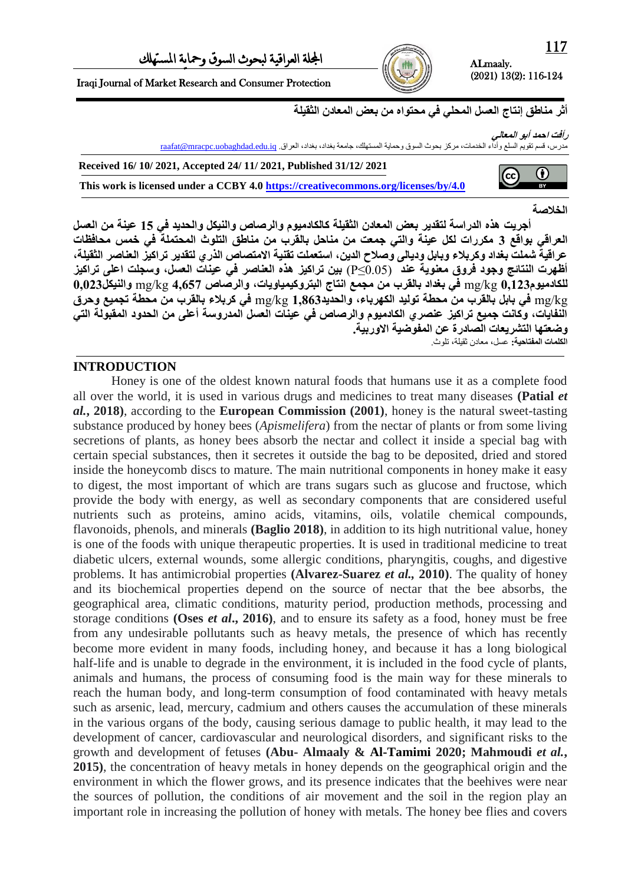# أثر مناطق إنتاج العسل المحلي في محتواه من بعض المعادن الثقيلة

*رافت احمد أبو المعالي*

مدرس، قسم تقويم السلع وأداء الخدمات، مركز بحوث السوق وحماية المستهلك، جامعة بغداد، بغداد، العراق. raafat@mracpc.uobaghdad.edu.iq

**Received 16/ 10/ 2021, Accepted 24/ 11/ 2021, Published 31/12/ 2021**

**This work is licensed under a CCBY 4.0 https://creativecommons.org/licenses/by/4.0**

**الخلاصة**

**أجريت هذه الدراسة لتقدير بعض المعادن الثقيلة كالكادميوم والرصاص والنيكل والحديد في 15 عينة من العسل العراقي بواقع 3 مكررات لكل عينة والتي جمعت من مناحل بالقرب من مناطق التلوث المحتملة في خمس محافظات عراقية شملت بغداد وكربلاء وبابل وديالى وصلاح الدين، استعملت تقنية الامتصاص الذري لتقدير تراكيز العناصر الثقيلة، أظهرت النتائج وجود فروق معنوية عند (P≤0.05) بين تراكيز هذه العناصر في عينات العسل، وسجلت اعلى تراكيز للكادميوم 0,123 mg/kg في بغداد بالقرب من مجمع انتاج البتروكيمياويات، والرصاص 4,657 mg/kg والنيكل 0,023 mg/kg في بابل بالقرب من محطة توليد الكهرباء، والحديد 1,863 mg/kg في كربلاء بالقرب من محطة تجميع وحرق النفايات، وكانت جميع تراكيز عنصري الكادميوم والرصاص في عينات العسل المدروسة أعلى من الحدود المقبولة التي وضعتها التشريعات الصادرة عن المفوضية الاوربية.**

**الكلمات المفتاحية:** عسل، معادن ثقيلة، تلوث.

## INTRODUCTION

Honey is one of the oldest known natural foods that humans use it as a complete food all over the world, it is used in various drugs and medicines to treat many diseases **(Patial *et al.*, 2018)**, according to the **European Commission (2001)**, honey is the natural sweet-tasting substance produced by honey bees (*Apismelifera*) from the nectar of plants or from some living secretions of plants, as honey bees absorb the nectar and collect it inside a special bag with certain special substances, then it secretes it outside the bag to be deposited, dried and stored inside the honeycomb discs to mature. The main nutritional components in honey make it easy to digest, the most important of which are trans sugars such as glucose and fructose, which provide the body with energy, as well as secondary components that are considered useful nutrients such as proteins, amino acids, vitamins, oils, volatile chemical compounds, flavonoids, phenols, and minerals **(Baglio 2018)**, in addition to its high nutritional value, honey is one of the foods with unique therapeutic properties. It is used in traditional medicine to treat diabetic ulcers, external wounds, some allergic conditions, pharyngitis, coughs, and digestive problems. It has antimicrobial properties **(Alvarez-Suarez *et al.*, 2010)**. The quality of honey and its biochemical properties depend on the source of nectar that the bee absorbs, the geographical area, climatic conditions, maturity period, production methods, processing and storage conditions **(Oses *et al*., 2016)**, and to ensure its safety as a food, honey must be free from any undesirable pollutants such as heavy metals, the presence of which has recently become more evident in many foods, including honey, and because it has a long biological half-life and is unable to degrade in the environment, it is included in the food cycle of plants, animals and humans, the process of consuming food is the main way for these minerals to reach the human body, and long-term consumption of food contaminated with heavy metals such as arsenic, lead, mercury, cadmium and others causes the accumulation of these minerals in the various organs of the body, causing serious damage to public health, it may lead to the development of cancer, cardiovascular and neurological disorders, and significant risks to the growth and development of fetuses **(Abu- Almaaly & Al-Tamimi 2020; Mahmoudi *et al.*, 2015)**, the concentration of heavy metals in honey depends on the geographical origin and the environment in which the flower grows, and its presence indicates that the beehives were near the sources of pollution, the conditions of air movement and the soil in the region play an important role in increasing the pollution of honey with metals. The honey bee flies and covers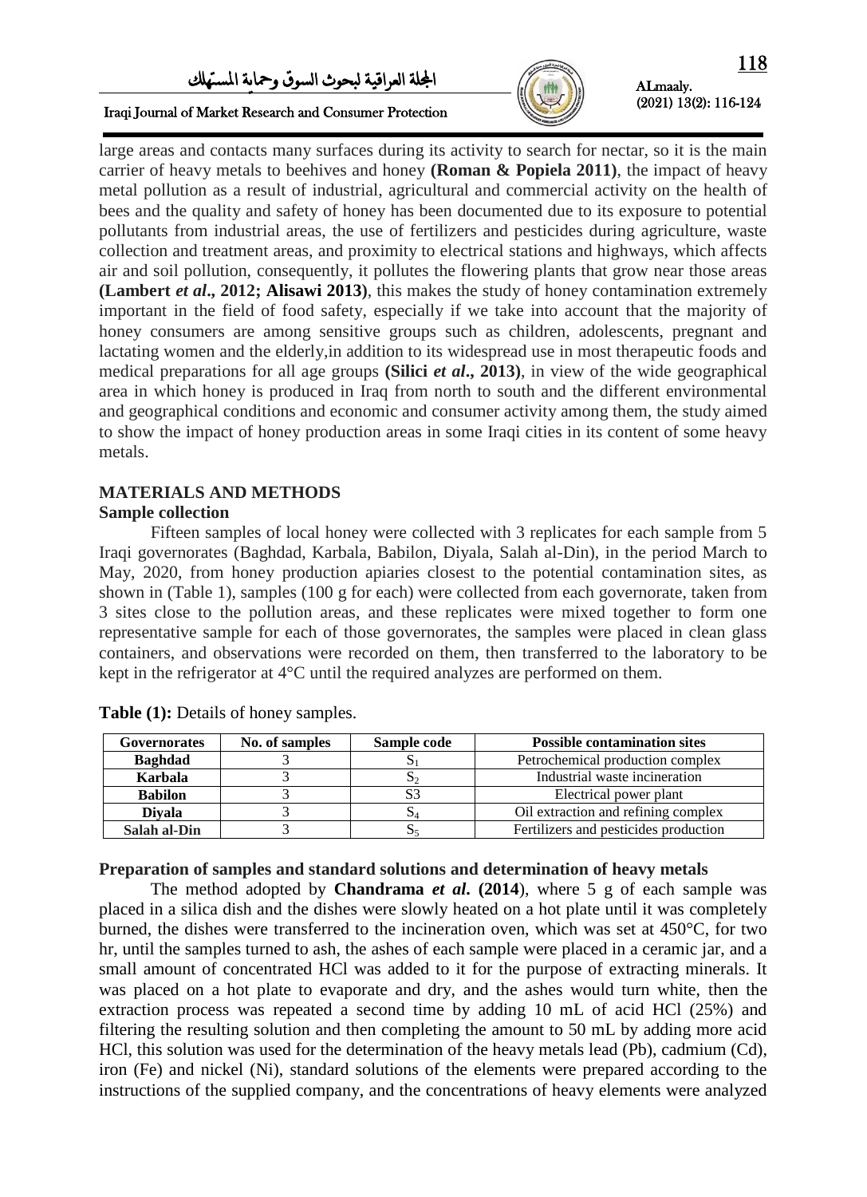large areas and contacts many surfaces during its activity to search for nectar, so it is the main carrier of heavy metals to beehives and honey **(Roman & Popiela 2011)**, the impact of heavy metal pollution as a result of industrial, agricultural and commercial activity on the health of bees and the quality and safety of honey has been documented due to its exposure to potential pollutants from industrial areas, the use of fertilizers and pesticides during agriculture, waste collection and treatment areas, and proximity to electrical stations and highways, which affects air and soil pollution, consequently, it pollutes the flowering plants that grow near those areas **(Lambert *et al*., 2012; Alisawi 2013)**, this makes the study of honey contamination extremely important in the field of food safety, especially if we take into account that the majority of honey consumers are among sensitive groups such as children, adolescents, pregnant and lactating women and the elderly,in addition to its widespread use in most therapeutic foods and medical preparations for all age groups **(Silici *et al*., 2013)**, in view of the wide geographical area in which honey is produced in Iraq from north to south and the different environmental and geographical conditions and economic and consumer activity among them, the study aimed to show the impact of honey production areas in some Iraqi cities in its content of some heavy metals.

## MATERIALS AND METHODS

### Sample collection

Fifteen samples of local honey were collected with 3 replicates for each sample from 5 Iraqi governorates (Baghdad, Karbala, Babilon, Diyala, Salah al-Din), in the period March to May, 2020, from honey production apiaries closest to the potential contamination sites, as shown in (Table 1), samples (100 g for each) were collected from each governorate, taken from 3 sites close to the pollution areas, and these replicates were mixed together to form one representative sample for each of those governorates, the samples were placed in clean glass containers, and observations were recorded on them, then transferred to the laboratory to be kept in the refrigerator at 4°C until the required analyzes are performed on them.

**Table (1):** Details of honey samples.

| Governorates | No. of samples | Sample code | Possible contamination sites |
|---|---|---|---|
| **Baghdad** | 3 | $S_1$ | Petrochemical production complex |
| **Karbala** | 3 | $S_2$ | Industrial waste incineration |
| **Babilon** | 3 | S3 | Electrical power plant |
| **Diyala** | 3 | $S_4$ | Oil extraction and refining complex |
| **Salah al-Din** | 3 | $S_5$ | Fertilizers and pesticides production |

### Preparation of samples and standard solutions and determination of heavy metals

The method adopted by **Chandrama *et al*. (2014**), where 5 g of each sample was placed in a silica dish and the dishes were slowly heated on a hot plate until it was completely burned, the dishes were transferred to the incineration oven, which was set at 450°C, for two hr, until the samples turned to ash, the ashes of each sample were placed in a ceramic jar, and a small amount of concentrated HCl was added to it for the purpose of extracting minerals. It was placed on a hot plate to evaporate and dry, and the ashes would turn white, then the extraction process was repeated a second time by adding 10 mL of acid HCl (25%) and filtering the resulting solution and then completing the amount to 50 mL by adding more acid HCl, this solution was used for the determination of the heavy metals lead (Pb), cadmium (Cd), iron (Fe) and nickel (Ni), standard solutions of the elements were prepared according to the instructions of the supplied company, and the concentrations of heavy elements were analyzed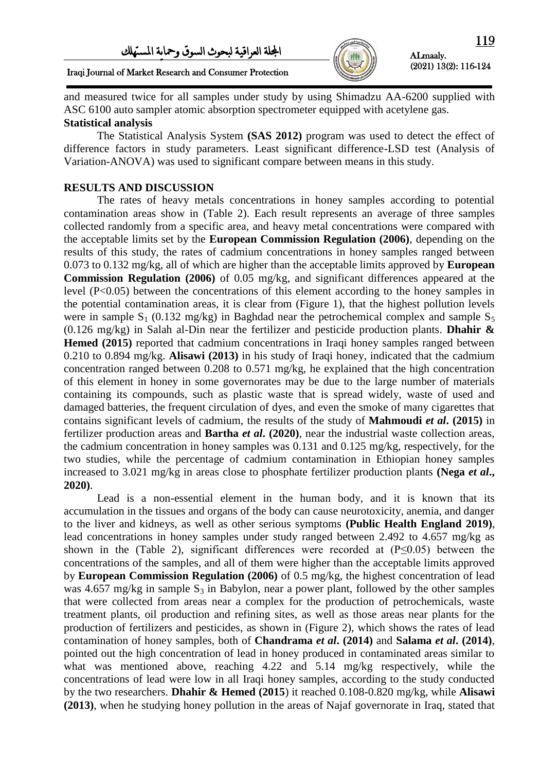and measured twice for all samples under study by using Shimadzu AA-6200 supplied with ASC 6100 auto sampler atomic absorption spectrometer equipped with acetylene gas.

**Statistical analysis**

The Statistical Analysis System **(SAS 2012)** program was used to detect the effect of difference factors in study parameters. Least significant difference-LSD test (Analysis of Variation-ANOVA) was used to significant compare between means in this study.

## RESULTS AND DISCUSSION

The rates of heavy metals concentrations in honey samples according to potential contamination areas show in (Table 2). Each result represents an average of three samples collected randomly from a specific area, and heavy metal concentrations were compared with the acceptable limits set by the **European Commission Regulation (2006)**, depending on the results of this study, the rates of cadmium concentrations in honey samples ranged between 0.073 to 0.132 mg/kg, all of which are higher than the acceptable limits approved by **European Commission Regulation (2006)** of 0.05 mg/kg, and significant differences appeared at the level ($P<0.05$) between the concentrations of this element according to the honey samples in the potential contamination areas, it is clear from (Figure 1), that the highest pollution levels were in sample $S_1$ (0.132 mg/kg) in Baghdad near the petrochemical complex and sample $S_5$ (0.126 mg/kg) in Salah al-Din near the fertilizer and pesticide production plants. **Dhahir & Hemed (2015)** reported that cadmium concentrations in Iraqi honey samples ranged between 0.210 to 0.894 mg/kg. **Alisawi (2013)** in his study of Iraqi honey, indicated that the cadmium concentration ranged between 0.208 to 0.571 mg/kg, he explained that the high concentration of this element in honey in some governorates may be due to the large number of materials containing its compounds, such as plastic waste that is spread widely, waste of used and damaged batteries, the frequent circulation of dyes, and even the smoke of many cigarettes that contains significant levels of cadmium, the results of the study of **Mahmoudi *et al*. (2015)** in fertilizer production areas and **Bartha *et al*. (2020)**, near the industrial waste collection areas, the cadmium concentration in honey samples was 0.131 and 0.125 mg/kg, respectively, for the two studies, while the percentage of cadmium contamination in Ethiopian honey samples increased to 3.021 mg/kg in areas close to phosphate fertilizer production plants **(Nega *et al*., 2020)**.

Lead is a non-essential element in the human body, and it is known that its accumulation in the tissues and organs of the body can cause neurotoxicity, anemia, and danger to the liver and kidneys, as well as other serious symptoms **(Public Health England 2019)**, lead concentrations in honey samples under study ranged between 2.492 to 4.657 mg/kg as shown in the (Table 2), significant differences were recorded at ($P\leq0.05$) between the concentrations of the samples, and all of them were higher than the acceptable limits approved by **European Commission Regulation (2006)** of 0.5 mg/kg, the highest concentration of lead was 4.657 mg/kg in sample $S_3$ in Babylon, near a power plant, followed by the other samples that were collected from areas near a complex for the production of petrochemicals, waste treatment plants, oil production and refining sites, as well as those areas near plants for the production of fertilizers and pesticides, as shown in (Figure 2), which shows the rates of lead contamination of honey samples, both of **Chandrama *et al*. (2014)** and **Salama *et al*. (2014)**, pointed out the high concentration of lead in honey produced in contaminated areas similar to what was mentioned above, reaching 4.22 and 5.14 mg/kg respectively, while the concentrations of lead were low in all Iraqi honey samples, according to the study conducted by the two researchers. **Dhahir & Hemed (2015**) it reached 0.108-0.820 mg/kg, while **Alisawi (2013)**, when he studying honey pollution in the areas of Najaf governorate in Iraq, stated that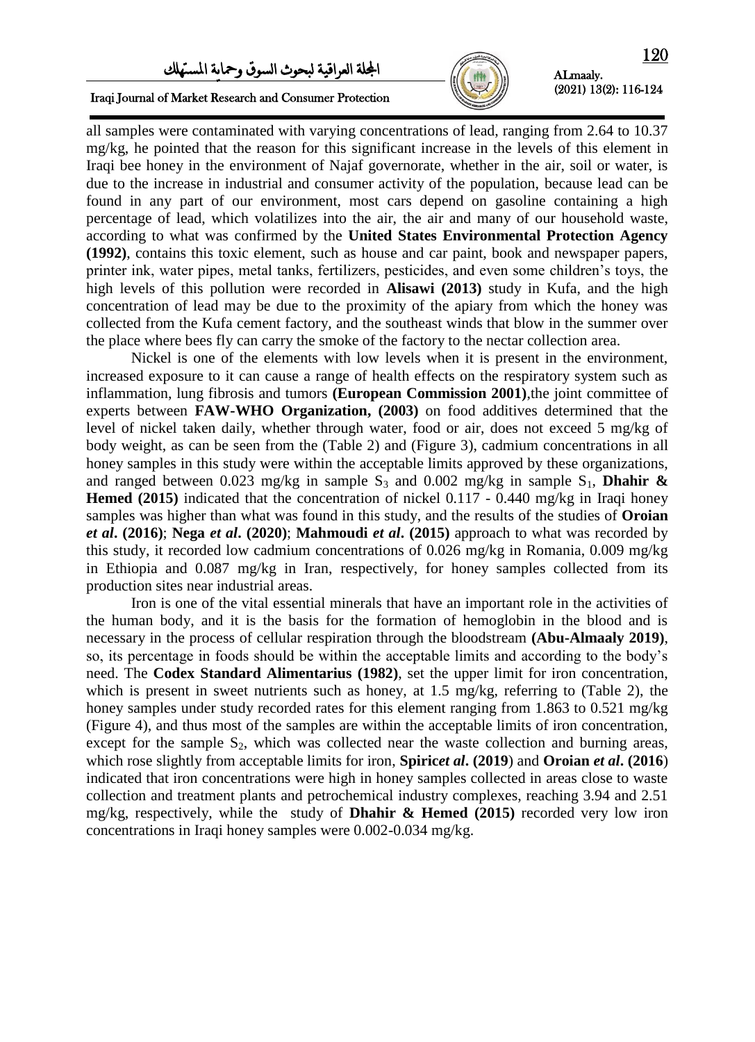all samples were contaminated with varying concentrations of lead, ranging from 2.64 to 10.37 mg/kg, he pointed that the reason for this significant increase in the levels of this element in Iraqi bee honey in the environment of Najaf governorate, whether in the air, soil or water, is due to the increase in industrial and consumer activity of the population, because lead can be found in any part of our environment, most cars depend on gasoline containing a high percentage of lead, which volatilizes into the air, the air and many of our household waste, according to what was confirmed by the **United States Environmental Protection Agency (1992)**, contains this toxic element, such as house and car paint, book and newspaper papers, printer ink, water pipes, metal tanks, fertilizers, pesticides, and even some children's toys, the high levels of this pollution were recorded in **Alisawi (2013)** study in Kufa, and the high concentration of lead may be due to the proximity of the apiary from which the honey was collected from the Kufa cement factory, and the southeast winds that blow in the summer over the place where bees fly can carry the smoke of the factory to the nectar collection area.

Nickel is one of the elements with low levels when it is present in the environment, increased exposure to it can cause a range of health effects on the respiratory system such as inflammation, lung fibrosis and tumors **(European Commission 2001)**,the joint committee of experts between **FAW-WHO Organization, (2003)** on food additives determined that the level of nickel taken daily, whether through water, food or air, does not exceed 5 mg/kg of body weight, as can be seen from the (Table 2) and (Figure 3), cadmium concentrations in all honey samples in this study were within the acceptable limits approved by these organizations, and ranged between 0.023 mg/kg in sample $S_3$ and 0.002 mg/kg in sample $S_1$, **Dhahir & Hemed (2015)** indicated that the concentration of nickel 0.117 - 0.440 mg/kg in Iraqi honey samples was higher than what was found in this study, and the results of the studies of **Oroian *et al*. (2016)**; **Nega *et al*. (2020)**; **Mahmoudi *et al*. (2015)** approach to what was recorded by this study, it recorded low cadmium concentrations of 0.026 mg/kg in Romania, 0.009 mg/kg in Ethiopia and 0.087 mg/kg in Iran, respectively, for honey samples collected from its production sites near industrial areas.

Iron is one of the vital essential minerals that have an important role in the activities of the human body, and it is the basis for the formation of hemoglobin in the blood and is necessary in the process of cellular respiration through the bloodstream **(Abu-Almaaly 2019)**, so, its percentage in foods should be within the acceptable limits and according to the body's need. The **Codex Standard Alimentarius (1982)**, set the upper limit for iron concentration, which is present in sweet nutrients such as honey, at 1.5 mg/kg, referring to (Table 2), the honey samples under study recorded rates for this element ranging from 1.863 to 0.521 mg/kg (Figure 4), and thus most of the samples are within the acceptable limits of iron concentration, except for the sample $S_2$, which was collected near the waste collection and burning areas, which rose slightly from acceptable limits for iron, **Spiric*et al*. (2019**) and **Oroian *et al*. (2016**) indicated that iron concentrations were high in honey samples collected in areas close to waste collection and treatment plants and petrochemical industry complexes, reaching 3.94 and 2.51 mg/kg, respectively, while the study of **Dhahir & Hemed (2015)** recorded very low iron concentrations in Iraqi honey samples were 0.002-0.034 mg/kg.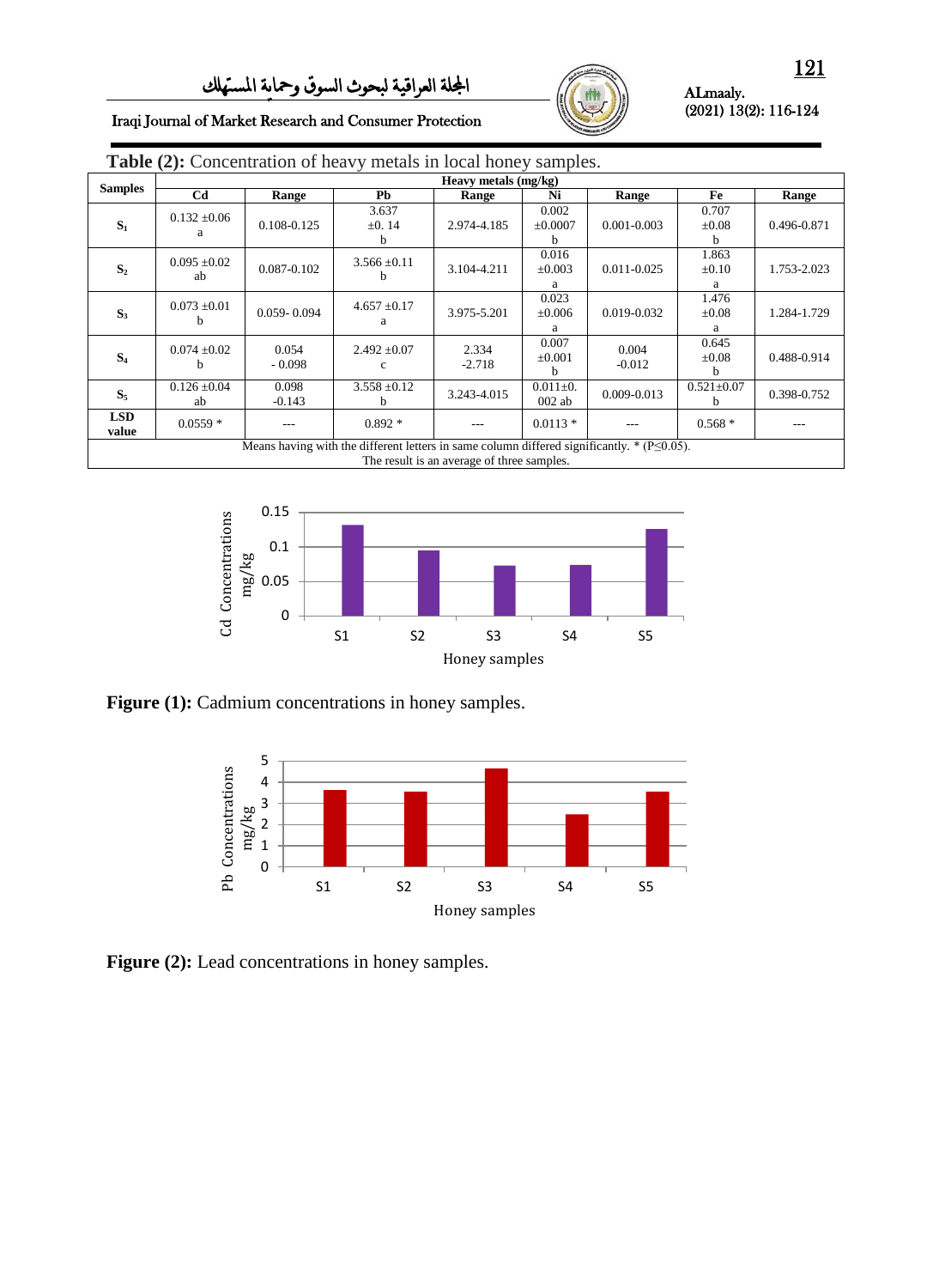**Table (2):** Concentration of heavy metals in local honey samples.

| Samples | Heavy metals (mg/kg) | | | | | | | |
|---|---|---|---|---|---|---|---|---|
| | Cd | Range | Pb | Range | Ni | Range | Fe | Range |
| $S_1$ | 0.132 ±0.06 a | 0.108-0.125 | 3.637 ±0. 14 b | 2.974-4.185 | 0.002 ±0.0007 b | 0.001-0.003 | 0.707 ±0.08 b | 0.496-0.871 |
| $S_2$ | 0.095 ±0.02 ab | 0.087-0.102 | 3.566 ±0.11 b | 3.104-4.211 | 0.016 ±0.003 a | 0.011-0.025 | 1.863 ±0.10 a | 1.753-2.023 |
| $S_3$ | 0.073 ±0.01 b | 0.059- 0.094 | 4.657 ±0.17 a | 3.975-5.201 | 0.023 ±0.006 a | 0.019-0.032 | 1.476 ±0.08 a | 1.284-1.729 |
| $S_4$ | 0.074 ±0.02 b | 0.054 - 0.098 | 2.492 ±0.07 c | 2.334 -2.718 | 0.007 ±0.001 b | 0.004 -0.012 | 0.645 ±0.08 b | 0.488-0.914 |
| $S_5$ | 0.126 ±0.04 ab | 0.098 -0.143 | 3.558 ±0.12 b | 3.243-4.015 | 0.011±0. 002 ab | 0.009-0.013 | 0.521±0.07 b | 0.398-0.752 |
| LSD value | 0.0559 * | --- | 0.892 * | --- | 0.0113 * | --- | 0.568 * | --- |

Means having with the different letters in same column differed significantly. * (P≤0.05).
The result is an average of three samples.

**Figure (1):** Cadmium concentrations in honey samples.

**Figure (2):** Lead concentrations in honey samples.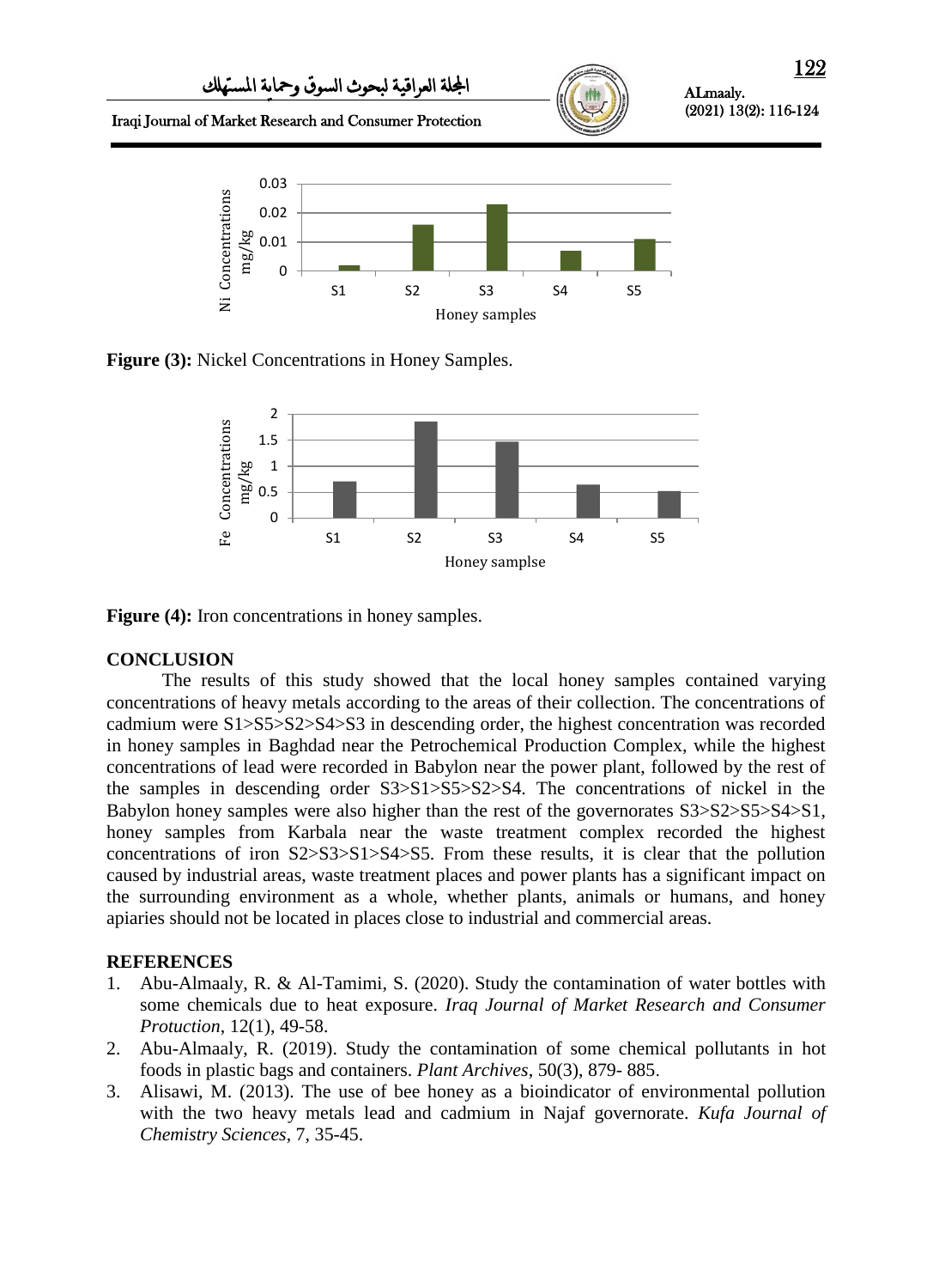**Figure (3):** Nickel Concentrations in Honey Samples.

**Figure (4):** Iron concentrations in honey samples.

## CONCLUSION

The results of this study showed that the local honey samples contained varying concentrations of heavy metals according to the areas of their collection. The concentrations of cadmium were S1>S5>S2>S4>S3 in descending order, the highest concentration was recorded in honey samples in Baghdad near the Petrochemical Production Complex, while the highest concentrations of lead were recorded in Babylon near the power plant, followed by the rest of the samples in descending order S3>S1>S5>S2>S4. The concentrations of nickel in the Babylon honey samples were also higher than the rest of the governorates S3>S2>S5>S4>S1, honey samples from Karbala near the waste treatment complex recorded the highest concentrations of iron S2>S3>S1>S4>S5. From these results, it is clear that the pollution caused by industrial areas, waste treatment places and power plants has a significant impact on the surrounding environment as a whole, whether plants, animals or humans, and honey apiaries should not be located in places close to industrial and commercial areas.

## REFERENCES

1. Abu-Almaaly, R. & Al-Tamimi, S. (2020). Study the contamination of water bottles with some chemicals due to heat exposure. *Iraq Journal of Market Research and Consumer Protuction*, 12(1), 49-58.
2. Abu-Almaaly, R. (2019). Study the contamination of some chemical pollutants in hot foods in plastic bags and containers. *Plant Archives*, 50(3), 879- 885.
3. Alisawi, M. (2013). The use of bee honey as a bioindicator of environmental pollution with the two heavy metals lead and cadmium in Najaf governorate. *Kufa Journal of Chemistry Sciences*, 7, 35-45.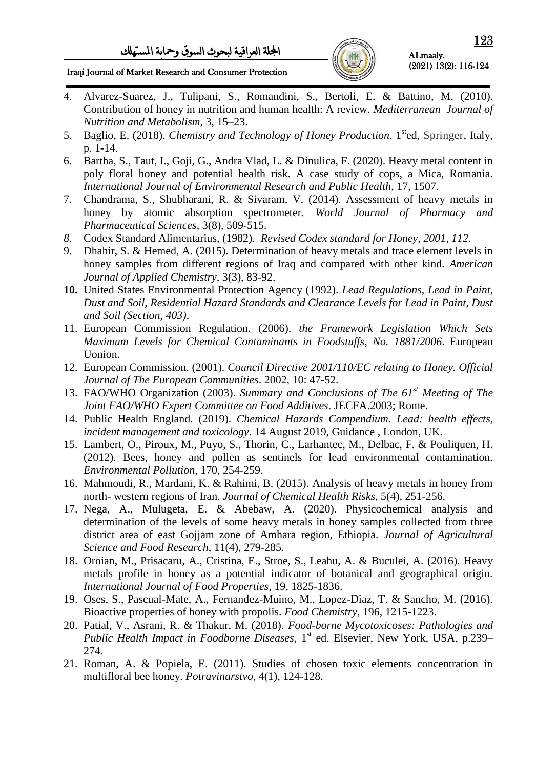4. Alvarez-Suarez, J., Tulipani, S., Romandini, S., Bertoli, E. & Battino, M. (2010). Contribution of honey in nutrition and human health: A review. *Mediterranean Journal of Nutrition and Metabolism*, 3, 15–23.
5. Baglio, E. (2018). *Chemistry and Technology of Honey Production*. 1[st]ed, Springer, Italy, p. 1-14.
6. Bartha, S., Taut, I., Goji, G., Andra Vlad, L. & Dinulica, F. (2020). Heavy metal content in poly floral honey and potential health risk. A case study of cops, a Mica, Romania. *International Journal of Environmental Research and Public Health*, 17, 1507.
7. Chandrama, S., Shubharani, R. & Sivaram, V. (2014). Assessment of heavy metals in honey by atomic absorption spectrometer. *World Journal of Pharmacy and Pharmaceutical Sciences*, 3(8), 509-515.
8. Codex Standard Alimentarius, (1982). *Revised Codex standard for Honey, 2001, 112.*
9. Dhahir, S. & Hemed, A. (2015). Determination of heavy metals and trace element levels in honey samples from different regions of Iraq and compared with other kind. *American Journal of Applied Chemistry*, 3(3), 83-92.
10. United States Environmental Protection Agency (1992). *Lead Regulations, Lead in Paint, Dust and Soil, Residential Hazard Standards and Clearance Levels for Lead in Paint, Dust and Soil (Section, 403)*.
11. European Commission Regulation. (2006). *the Framework Legislation Which Sets Maximum Levels for Chemical Contaminants in Foodstuffs, No. 1881/2006*. European Uonion.
12. European Commission. (2001). *Council Directive 2001/110/EC relating to Honey. Official Journal of The European Communities*. 2002, 10: 47-52.
13. FAO/WHO Organization (2003). *Summary and Conclusions of The 61[st] Meeting of The Joint FAO/WHO Expert Committee on Food Additives*. JECFA.2003; Rome.
14. Public Health England. (2019). *Chemical Hazards Compendium. Lead: health effects, incident management and toxicology*. 14 August 2019, Guidance , London, UK.
15. Lambert, O., Piroux, M., Puyo, S., Thorin, C., Larhantec, M., Delbac, F. & Pouliquen, H. (2012). Bees, honey and pollen as sentinels for lead environmental contamination. *Environmental Pollution*, 170, 254-259.
16. Mahmoudi, R., Mardani, K. & Rahimi, B. (2015). Analysis of heavy metals in honey from north- western regions of Iran. *Journal of Chemical Health Risks*, 5(4), 251-256.
17. Nega, A., Mulugeta, E. & Abebaw, A. (2020). Physicochemical analysis and determination of the levels of some heavy metals in honey samples collected from three district area of east Gojjam zone of Amhara region, Ethiopia. *Journal of Agricultural Science and Food Research*, 11(4), 279-285.
18. Oroian, M., Prisacaru, A., Cristina, E., Stroe, S., Leahu, A. & Buculei, A. (2016). Heavy metals profile in honey as a potential indicator of botanical and geographical origin. *International Journal of Food Properties*, 19, 1825-1836.
19. Oses, S., Pascual-Mate, A., Fernandez-Muino, M., Lopez-Diaz, T. & Sancho, M. (2016). Bioactive properties of honey with propolis. *Food Chemistry*, 196, 1215-1223.
20. Patial, V., Asrani, R. & Thakur, M. (2018). *Food-borne Mycotoxicoses: Pathologies and Public Health Impact in Foodborne Diseases*, 1[st] ed. Elsevier, New York, USA, p.239–274.
21. Roman, A. & Popiela, E. (2011). Studies of chosen toxic elements concentration in multifloral bee honey. *Potravinarstvo*, 4(1), 124-128.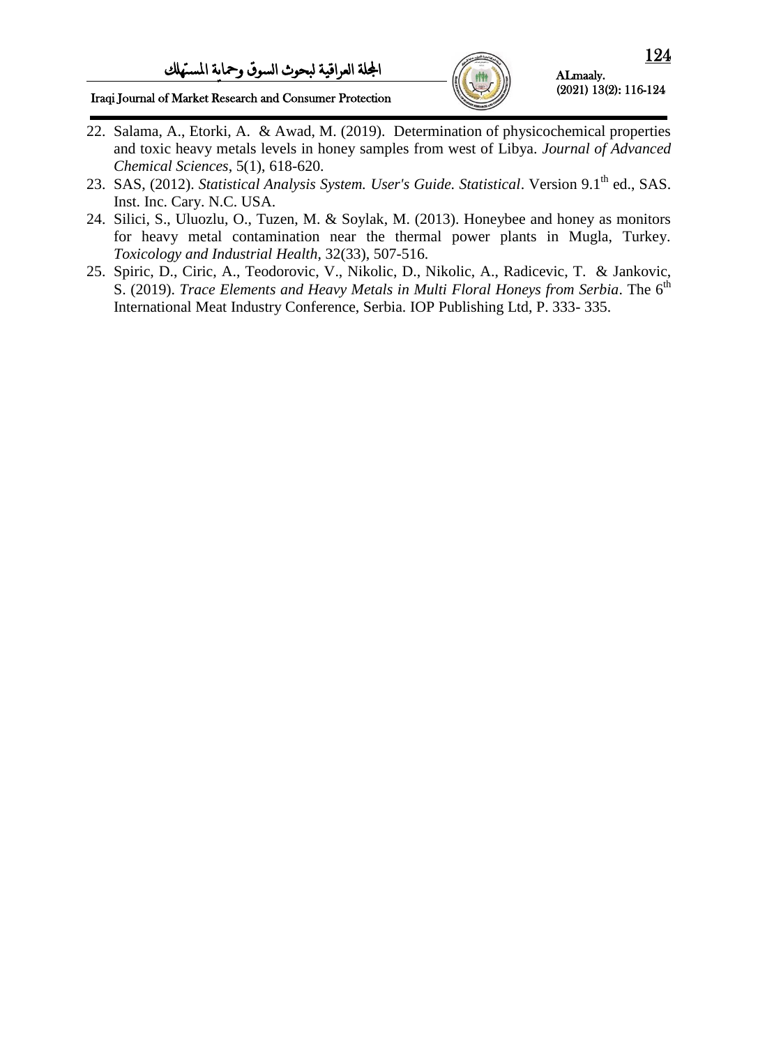22. Salama, A., Etorki, A. & Awad, M. (2019). Determination of physicochemical properties and toxic heavy metals levels in honey samples from west of Libya. *Journal of Advanced Chemical Sciences*, 5(1), 618-620.
23. SAS, (2012). *Statistical Analysis System. User's Guide. Statistical*. Version 9.1$^{th}$ ed., SAS. Inst. Inc. Cary. N.C. USA.
24. Silici, S., Uluozlu, O., Tuzen, M. & Soylak, M. (2013). Honeybee and honey as monitors for heavy metal contamination near the thermal power plants in Mugla, Turkey. *Toxicology and Industrial Health*, 32(33), 507-516.
25. Spiric, D., Ciric, A., Teodorovic, V., Nikolic, D., Nikolic, A., Radicevic, T. & Jankovic, S. (2019). *Trace Elements and Heavy Metals in Multi Floral Honeys from Serbia*. The 6$^{th}$ International Meat Industry Conference, Serbia. IOP Publishing Ltd, P. 333- 335.